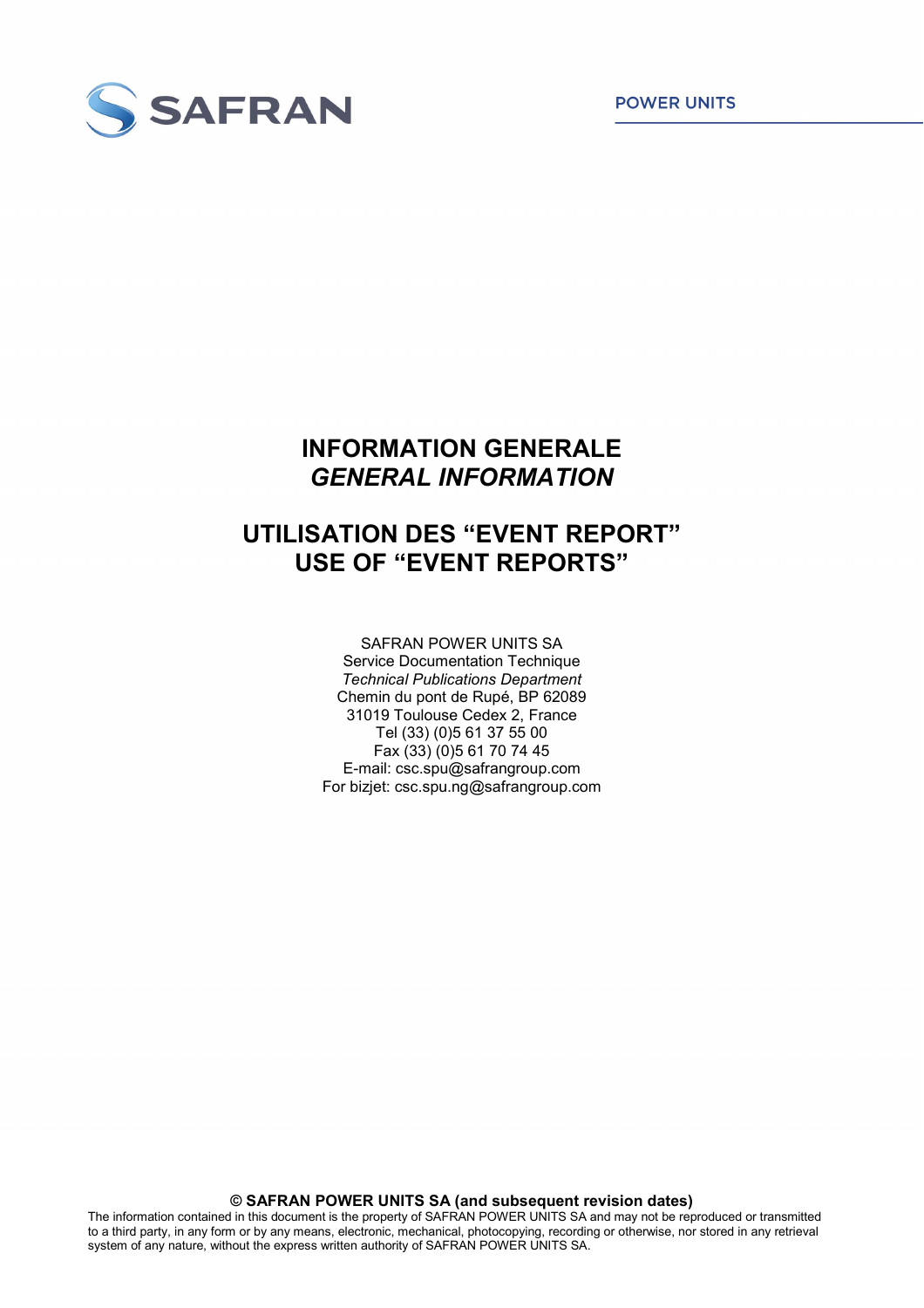SAFRAN

POWER UNITS

# INFORMATION GENERALE
# *GENERAL INFORMATION*

## UTILISATION DES “EVENT REPORT”
## USE OF “EVENT REPORTS”

SAFRAN POWER UNITS SA
Service Documentation Technique
*Technical Publications Department*
Chemin du pont de Rupé, BP 62089
31019 Toulouse Cedex 2, France
Tel (33) (0)5 61 37 55 00
Fax (33) (0)5 61 70 74 45
E-mail: csc.spu@safrangroup.com
For bizjet: csc.spu.ng@safrangroup.com

**© SAFRAN POWER UNITS SA (and subsequent revision dates)**
The information contained in this document is the property of SAFRAN POWER UNITS SA and may not be reproduced or transmitted to a third party, in any form or by any means, electronic, mechanical, photocopying, recording or otherwise, nor stored in any retrieval system of any nature, without the express written authority of SAFRAN POWER UNITS SA.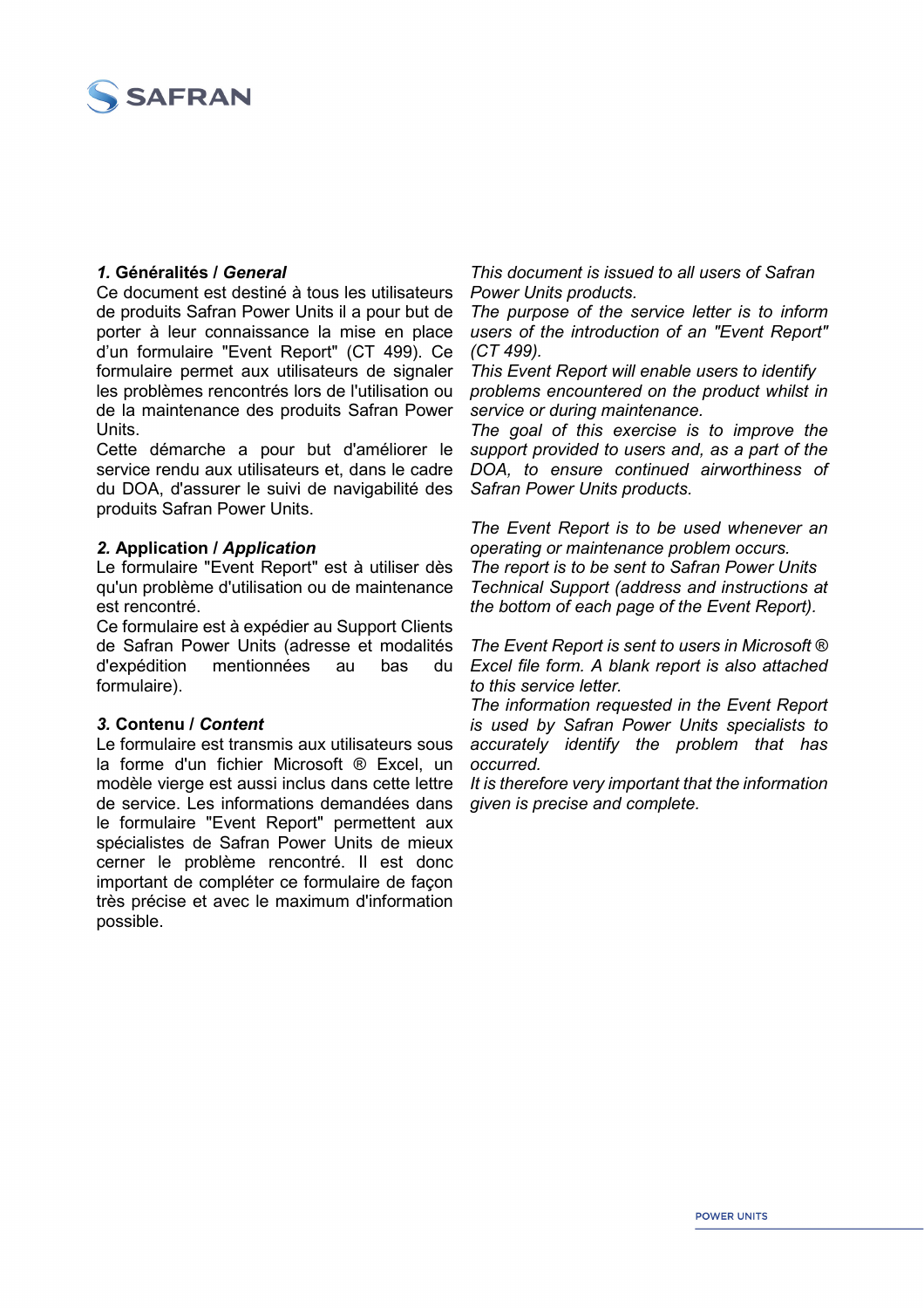## *1.* Généralités / *General*

Ce document est destiné à tous les utilisateurs de produits Safran Power Units il a pour but de porter à leur connaissance la mise en place d'un formulaire "Event Report" (CT 499). Ce formulaire permet aux utilisateurs de signaler les problèmes rencontrés lors de l'utilisation ou de la maintenance des produits Safran Power Units.

Cette démarche a pour but d'améliorer le service rendu aux utilisateurs et, dans le cadre du DOA, d'assurer le suivi de navigabilité des produits Safran Power Units.

*This document is issued to all users of Safran Power Units products.*

*The purpose of the service letter is to inform users of the introduction of an "Event Report" (CT 499).*

*This Event Report will enable users to identify problems encountered on the product whilst in service or during maintenance.*

*The goal of this exercise is to improve the support provided to users and, as a part of the DOA, to ensure continued airworthiness of Safran Power Units products.*

## *2.* Application / *Application*

Le formulaire "Event Report" est à utiliser dès qu'un problème d'utilisation ou de maintenance est rencontré.

Ce formulaire est à expédier au Support Clients de Safran Power Units (adresse et modalités d'expédition mentionnées au bas du formulaire).

*The Event Report is to be used whenever an operating or maintenance problem occurs.*

*The report is to be sent to Safran Power Units Technical Support (address and instructions at the bottom of each page of the Event Report).*

## *3.* Contenu / *Content*

Le formulaire est transmis aux utilisateurs sous la forme d'un fichier Microsoft ® Excel, un modèle vierge est aussi inclus dans cette lettre de service. Les informations demandées dans le formulaire "Event Report" permettent aux spécialistes de Safran Power Units de mieux cerner le problème rencontré. Il est donc important de compléter ce formulaire de façon très précise et avec le maximum d'information possible.

*The Event Report is sent to users in Microsoft ® Excel file form. A blank report is also attached to this service letter.*

*The information requested in the Event Report is used by Safran Power Units specialists to accurately identify the problem that has occurred.*

*It is therefore very important that the information given is precise and complete.*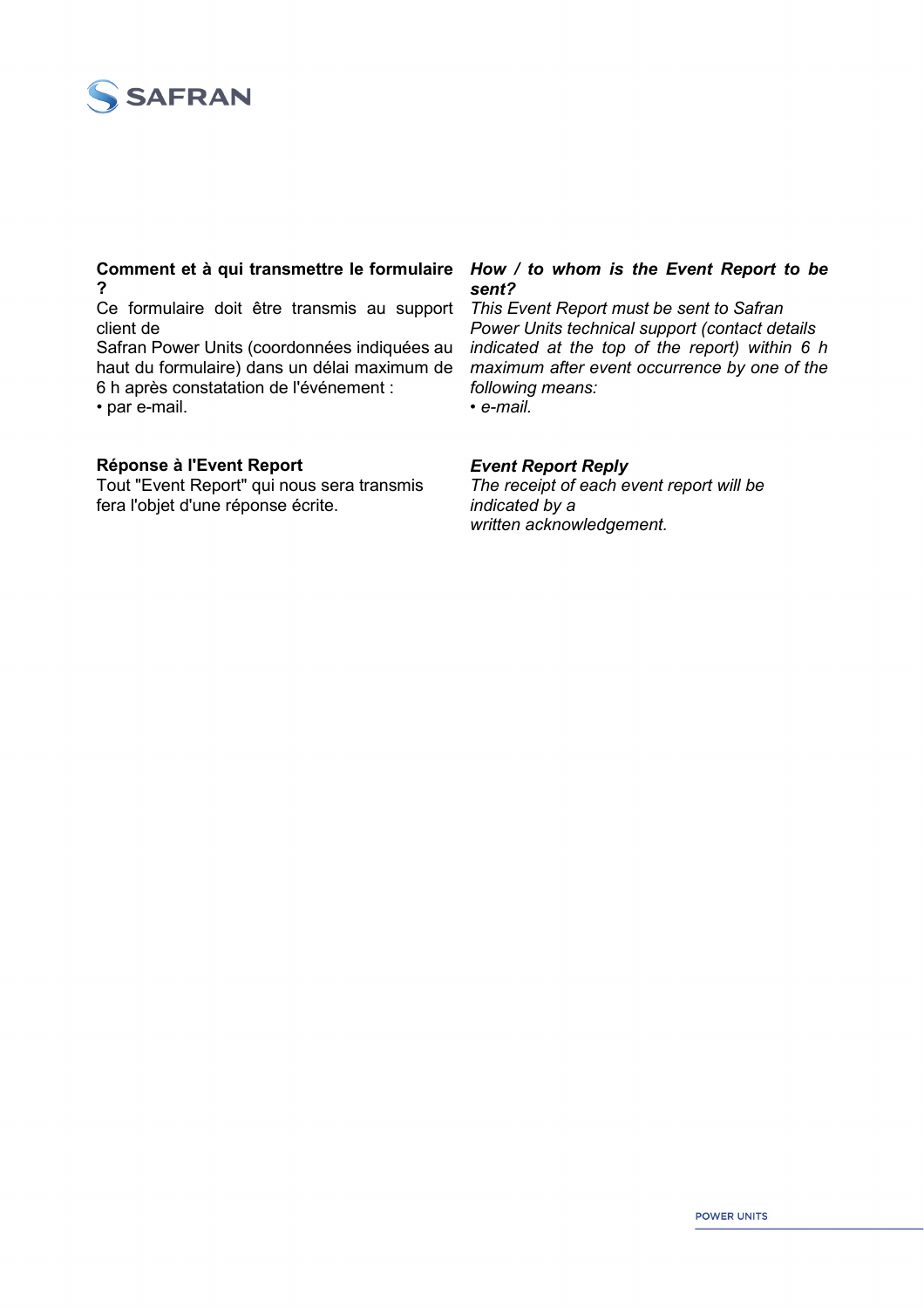**Comment et à qui transmettre le formulaire ?**

Ce formulaire doit être transmis au support client de
Safran Power Units (coordonnées indiquées au haut du formulaire) dans un délai maximum de 6 h après constatation de l'événement :

• par e-mail.

***How / to whom is the Event Report to be sent?***

*This Event Report must be sent to Safran Power Units technical support (contact details indicated at the top of the report) within 6 h maximum after event occurrence by one of the following means:*

*• e-mail.*

**Réponse à l'Event Report**

Tout "Event Report" qui nous sera transmis fera l'objet d'une réponse écrite.

***Event Report Reply***

*The receipt of each event report will be indicated by a written acknowledgement.*